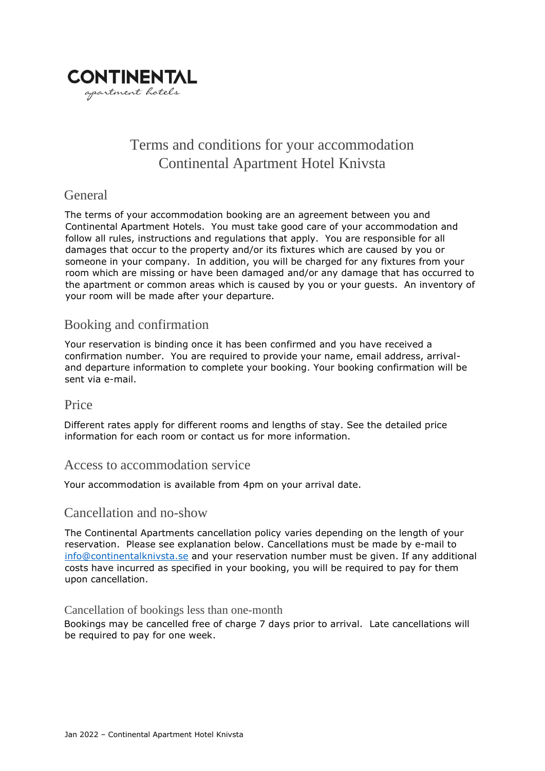CONTINENTAL
apartment hotels

# Terms and conditions for your accommodation Continental Apartment Hotel Knivsta

## General

The terms of your accommodation booking are an agreement between you and Continental Apartment Hotels. You must take good care of your accommodation and follow all rules, instructions and regulations that apply. You are responsible for all damages that occur to the property and/or its fixtures which are caused by you or someone in your company. In addition, you will be charged for any fixtures from your room which are missing or have been damaged and/or any damage that has occurred to the apartment or common areas which is caused by you or your guests. An inventory of your room will be made after your departure.

## Booking and confirmation

Your reservation is binding once it has been confirmed and you have received a confirmation number. You are required to provide your name, email address, arrival- and departure information to complete your booking. Your booking confirmation will be sent via e-mail.

## Price

Different rates apply for different rooms and lengths of stay. See the detailed price information for each room or contact us for more information.

## Access to accommodation service

Your accommodation is available from 4pm on your arrival date.

## Cancellation and no-show

The Continental Apartments cancellation policy varies depending on the length of your reservation. Please see explanation below. Cancellations must be made by e-mail to info@continentalknivsta.se and your reservation number must be given. If any additional costs have incurred as specified in your booking, you will be required to pay for them upon cancellation.

### Cancellation of bookings less than one-month

Bookings may be cancelled free of charge 7 days prior to arrival. Late cancellations will be required to pay for one week.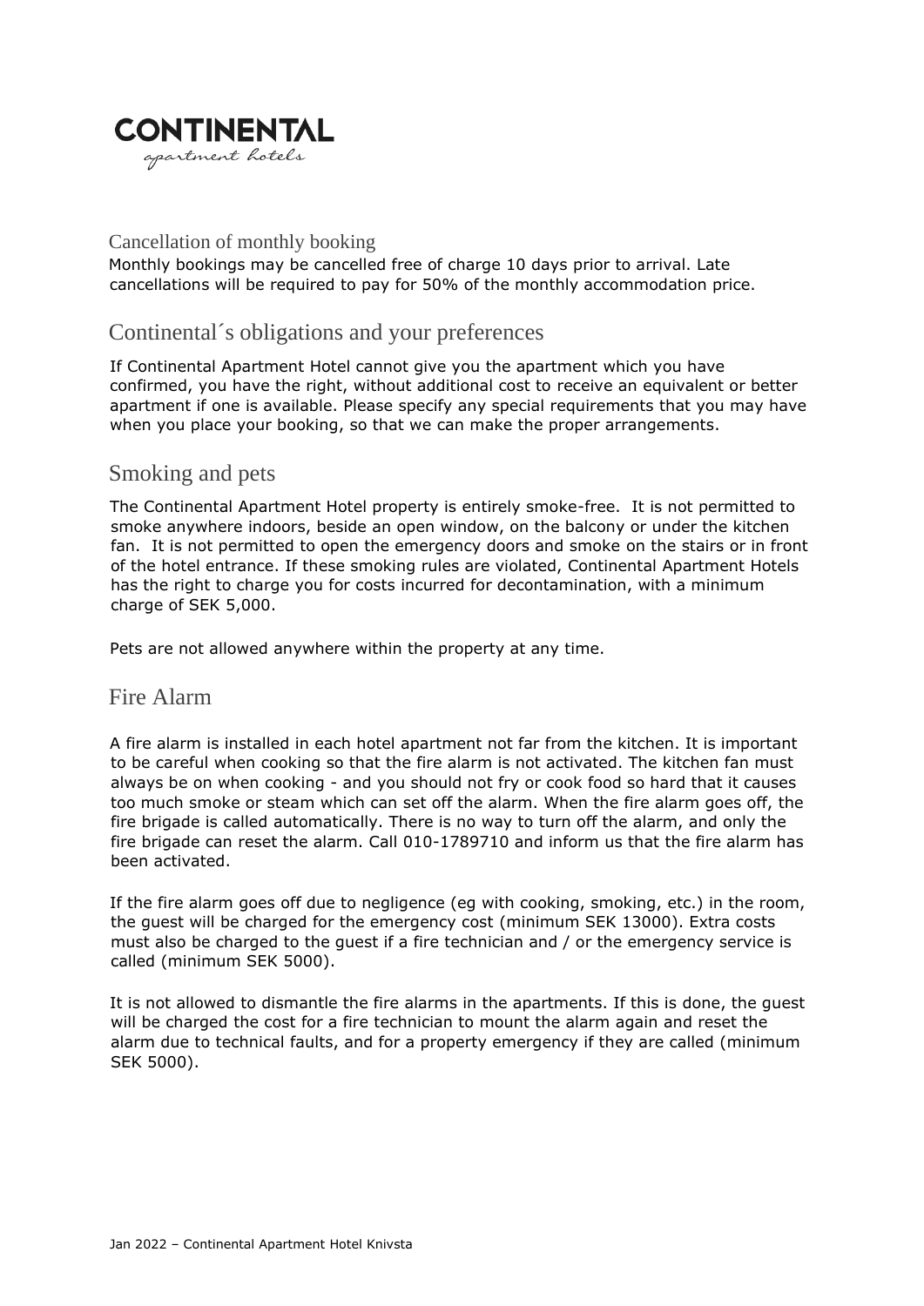## Cancellation of monthly booking

Monthly bookings may be cancelled free of charge 10 days prior to arrival. Late cancellations will be required to pay for 50% of the monthly accommodation price.

## Continental´s obligations and your preferences

If Continental Apartment Hotel cannot give you the apartment which you have confirmed, you have the right, without additional cost to receive an equivalent or better apartment if one is available. Please specify any special requirements that you may have when you place your booking, so that we can make the proper arrangements.

## Smoking and pets

The Continental Apartment Hotel property is entirely smoke-free. It is not permitted to smoke anywhere indoors, beside an open window, on the balcony or under the kitchen fan. It is not permitted to open the emergency doors and smoke on the stairs or in front of the hotel entrance. If these smoking rules are violated, Continental Apartment Hotels has the right to charge you for costs incurred for decontamination, with a minimum charge of SEK 5,000.

Pets are not allowed anywhere within the property at any time.

## Fire Alarm

A fire alarm is installed in each hotel apartment not far from the kitchen. It is important to be careful when cooking so that the fire alarm is not activated. The kitchen fan must always be on when cooking - and you should not fry or cook food so hard that it causes too much smoke or steam which can set off the alarm. When the fire alarm goes off, the fire brigade is called automatically. There is no way to turn off the alarm, and only the fire brigade can reset the alarm. Call 010-1789710 and inform us that the fire alarm has been activated.

If the fire alarm goes off due to negligence (eg with cooking, smoking, etc.) in the room, the guest will be charged for the emergency cost (minimum SEK 13000). Extra costs must also be charged to the guest if a fire technician and / or the emergency service is called (minimum SEK 5000).

It is not allowed to dismantle the fire alarms in the apartments. If this is done, the guest will be charged the cost for a fire technician to mount the alarm again and reset the alarm due to technical faults, and for a property emergency if they are called (minimum SEK 5000).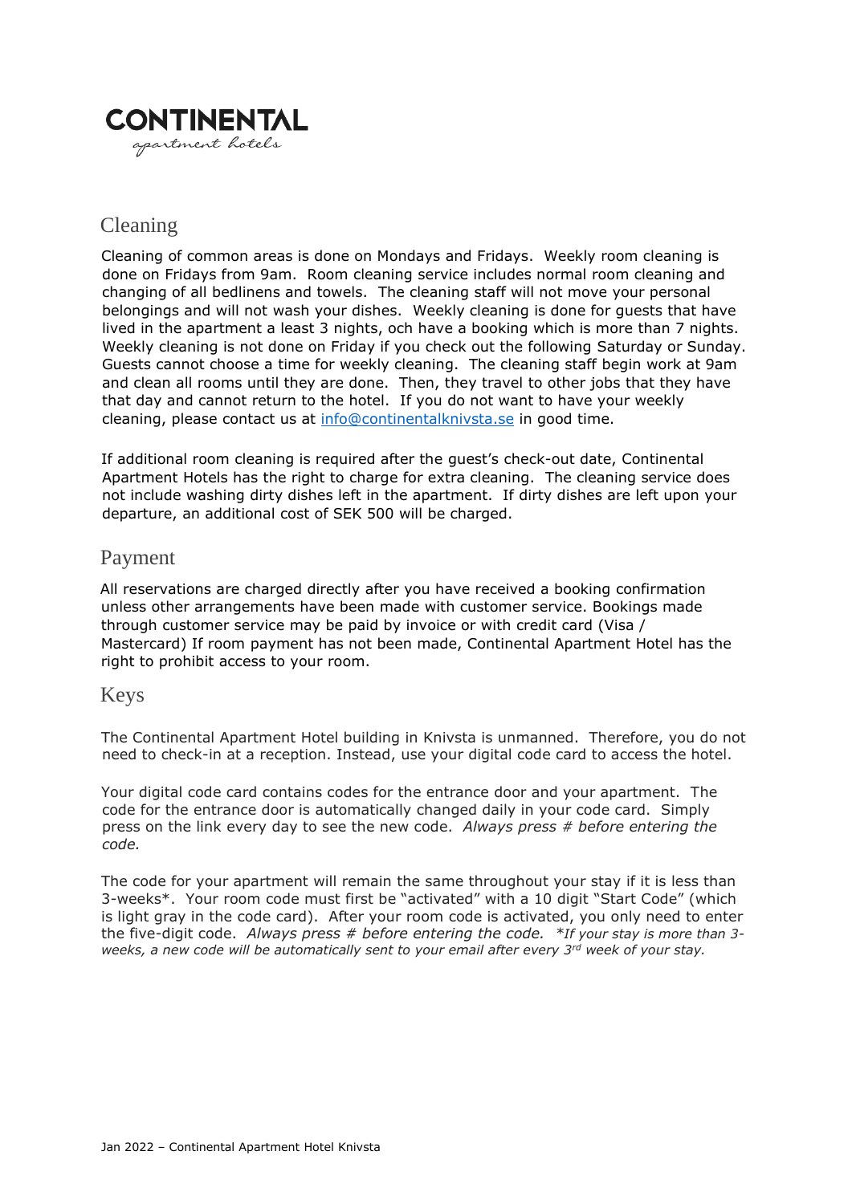# CONTINENTAL

apartment hotels

## Cleaning

Cleaning of common areas is done on Mondays and Fridays. Weekly room cleaning is done on Fridays from 9am. Room cleaning service includes normal room cleaning and changing of all bedlinens and towels. The cleaning staff will not move your personal belongings and will not wash your dishes. Weekly cleaning is done for guests that have lived in the apartment a least 3 nights, och have a booking which is more than 7 nights. Weekly cleaning is not done on Friday if you check out the following Saturday or Sunday. Guests cannot choose a time for weekly cleaning. The cleaning staff begin work at 9am and clean all rooms until they are done. Then, they travel to other jobs that they have that day and cannot return to the hotel. If you do not want to have your weekly cleaning, please contact us at [info@continentalknivsta.se](mailto:info@continentalknivsta.se) in good time.

If additional room cleaning is required after the guest's check-out date, Continental Apartment Hotels has the right to charge for extra cleaning. The cleaning service does not include washing dirty dishes left in the apartment. If dirty dishes are left upon your departure, an additional cost of SEK 500 will be charged.

## Payment

All reservations are charged directly after you have received a booking confirmation unless other arrangements have been made with customer service. Bookings made through customer service may be paid by invoice or with credit card (Visa / Mastercard) If room payment has not been made, Continental Apartment Hotel has the right to prohibit access to your room.

## Keys

The Continental Apartment Hotel building in Knivsta is unmanned. Therefore, you do not need to check-in at a reception. Instead, use your digital code card to access the hotel.

Your digital code card contains codes for the entrance door and your apartment. The code for the entrance door is automatically changed daily in your code card. Simply press on the link every day to see the new code. *Always press # before entering the code.*

The code for your apartment will remain the same throughout your stay if it is less than 3-weeks*. Your room code must first be "activated" with a 10 digit "Start Code" (which is light gray in the code card). After your room code is activated, you only need to enter the five-digit code. *Always press # before entering the code.* *\*If your stay is more than 3-weeks, a new code will be automatically sent to your email after every 3rd week of your stay.*

Jan 2022 – Continental Apartment Hotel Knivsta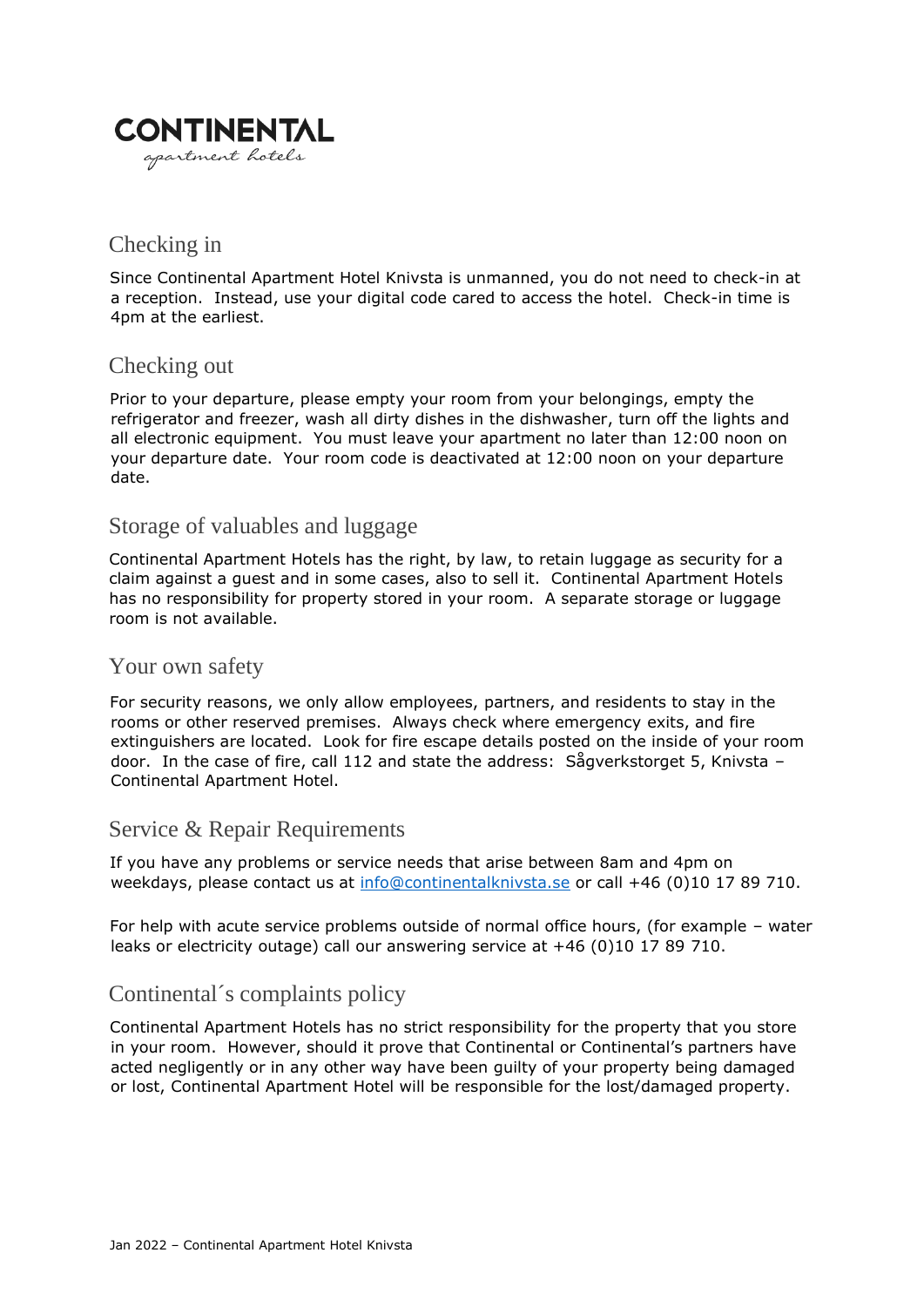**CONTINENTAL**
*apartment hotels*

## Checking in

Since Continental Apartment Hotel Knivsta is unmanned, you do not need to check-in at a reception. Instead, use your digital code cared to access the hotel. Check-in time is 4pm at the earliest.

## Checking out

Prior to your departure, please empty your room from your belongings, empty the refrigerator and freezer, wash all dirty dishes in the dishwasher, turn off the lights and all electronic equipment. You must leave your apartment no later than 12:00 noon on your departure date. Your room code is deactivated at 12:00 noon on your departure date.

## Storage of valuables and luggage

Continental Apartment Hotels has the right, by law, to retain luggage as security for a claim against a guest and in some cases, also to sell it. Continental Apartment Hotels has no responsibility for property stored in your room. A separate storage or luggage room is not available.

## Your own safety

For security reasons, we only allow employees, partners, and residents to stay in the rooms or other reserved premises. Always check where emergency exits, and fire extinguishers are located. Look for fire escape details posted on the inside of your room door. In the case of fire, call 112 and state the address: Sågverkstorget 5, Knivsta – Continental Apartment Hotel.

## Service & Repair Requirements

If you have any problems or service needs that arise between 8am and 4pm on weekdays, please contact us at info@continentalknivsta.se or call +46 (0)10 17 89 710.

For help with acute service problems outside of normal office hours, (for example – water leaks or electricity outage) call our answering service at +46 (0)10 17 89 710.

## Continental´s complaints policy

Continental Apartment Hotels has no strict responsibility for the property that you store in your room. However, should it prove that Continental or Continental's partners have acted negligently or in any other way have been guilty of your property being damaged or lost, Continental Apartment Hotel will be responsible for the lost/damaged property.

Jan 2022 – Continental Apartment Hotel Knivsta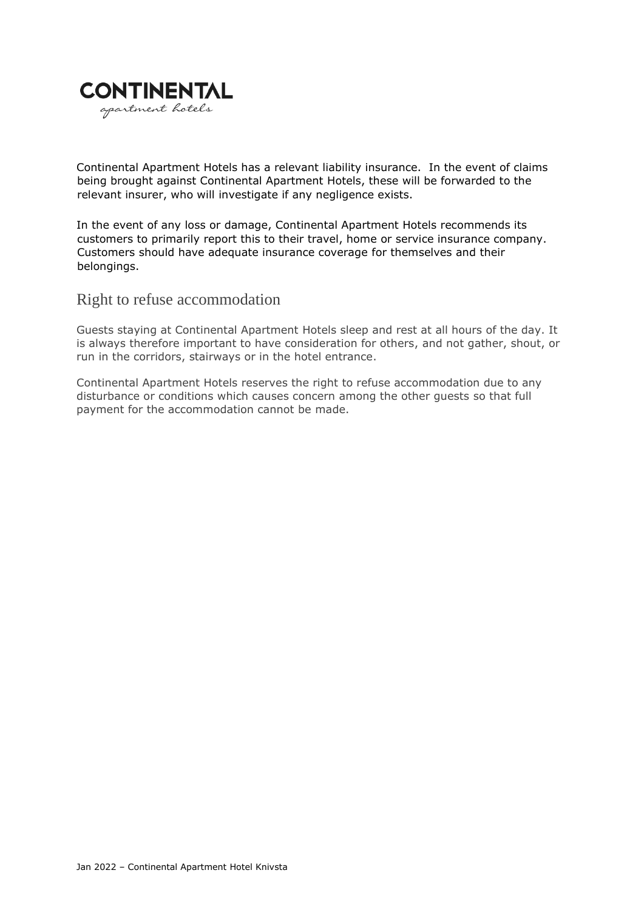Continental Apartment Hotels has a relevant liability insurance. In the event of claims being brought against Continental Apartment Hotels, these will be forwarded to the relevant insurer, who will investigate if any negligence exists.

In the event of any loss or damage, Continental Apartment Hotels recommends its customers to primarily report this to their travel, home or service insurance company. Customers should have adequate insurance coverage for themselves and their belongings.

## Right to refuse accommodation

Guests staying at Continental Apartment Hotels sleep and rest at all hours of the day. It is always therefore important to have consideration for others, and not gather, shout, or run in the corridors, stairways or in the hotel entrance.

Continental Apartment Hotels reserves the right to refuse accommodation due to any disturbance or conditions which causes concern among the other guests so that full payment for the accommodation cannot be made.